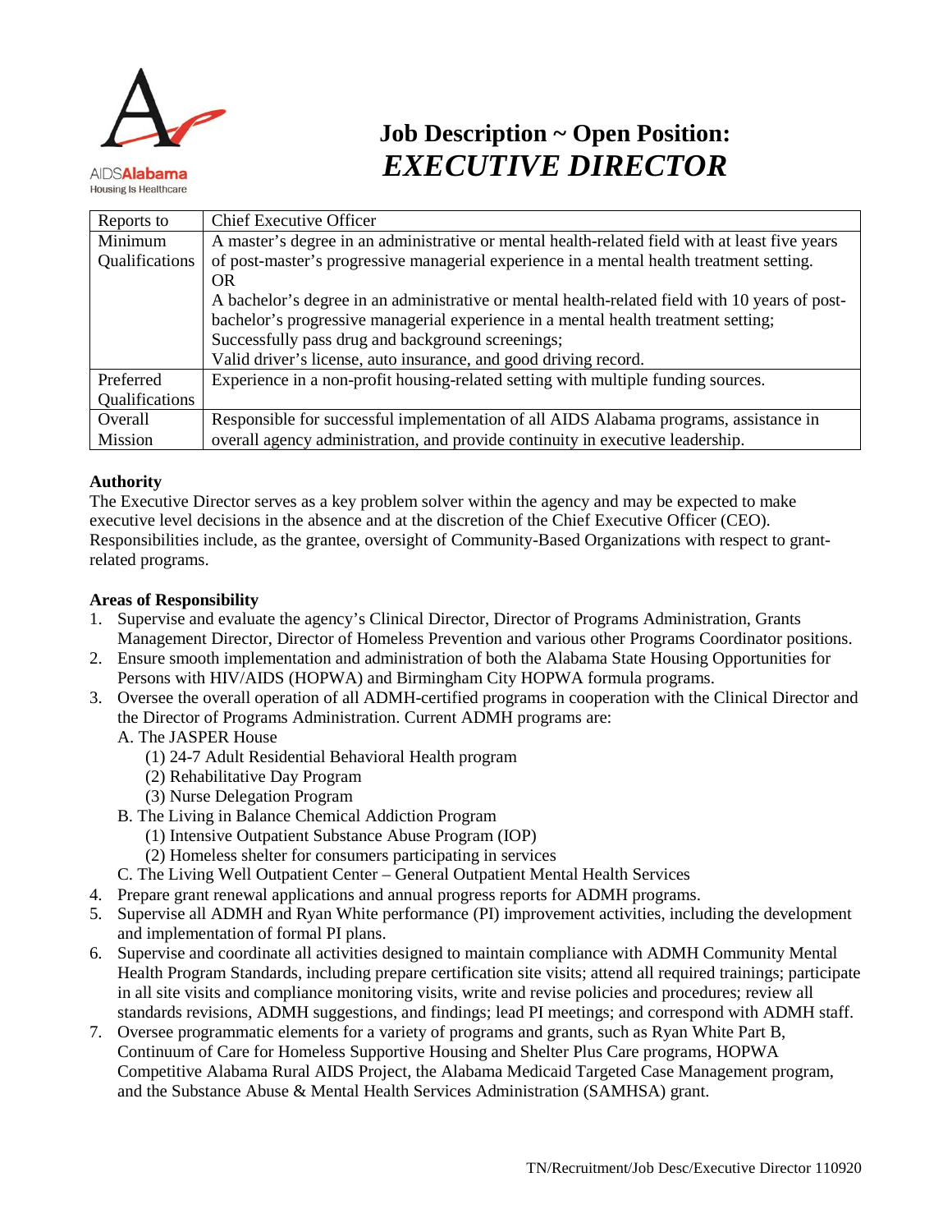AIDSAlabama
Housing Is Healthcare

# Job Description ~ Open Position:
# *EXECUTIVE DIRECTOR*

| Reports to | Chief Executive Officer |
|---|---|
| Minimum Qualifications | A master's degree in an administrative or mental health-related field with at least five years of post-master's progressive managerial experience in a mental health treatment setting.<br>OR<br>A bachelor's degree in an administrative or mental health-related field with 10 years of post-bachelor's progressive managerial experience in a mental health treatment setting;<br>Successfully pass drug and background screenings;<br>Valid driver's license, auto insurance, and good driving record. |
| Preferred Qualifications | Experience in a non-profit housing-related setting with multiple funding sources. |
| Overall Mission | Responsible for successful implementation of all AIDS Alabama programs, assistance in overall agency administration, and provide continuity in executive leadership. |

**Authority**

The Executive Director serves as a key problem solver within the agency and may be expected to make executive level decisions in the absence and at the discretion of the Chief Executive Officer (CEO). Responsibilities include, as the grantee, oversight of Community-Based Organizations with respect to grant-related programs.

**Areas of Responsibility**

1. Supervise and evaluate the agency's Clinical Director, Director of Programs Administration, Grants Management Director, Director of Homeless Prevention and various other Programs Coordinator positions.
2. Ensure smooth implementation and administration of both the Alabama State Housing Opportunities for Persons with HIV/AIDS (HOPWA) and Birmingham City HOPWA formula programs.
3. Oversee the overall operation of all ADMH-certified programs in cooperation with the Clinical Director and the Director of Programs Administration. Current ADMH programs are:
   - A. The JASPER House
     - (1) 24-7 Adult Residential Behavioral Health program
     - (2) Rehabilitative Day Program
     - (3) Nurse Delegation Program
   - B. The Living in Balance Chemical Addiction Program
     - (1) Intensive Outpatient Substance Abuse Program (IOP)
     - (2) Homeless shelter for consumers participating in services
   - C. The Living Well Outpatient Center – General Outpatient Mental Health Services
4. Prepare grant renewal applications and annual progress reports for ADMH programs.
5. Supervise all ADMH and Ryan White performance (PI) improvement activities, including the development and implementation of formal PI plans.
6. Supervise and coordinate all activities designed to maintain compliance with ADMH Community Mental Health Program Standards, including prepare certification site visits; attend all required trainings; participate in all site visits and compliance monitoring visits, write and revise policies and procedures; review all standards revisions, ADMH suggestions, and findings; lead PI meetings; and correspond with ADMH staff.
7. Oversee programmatic elements for a variety of programs and grants, such as Ryan White Part B, Continuum of Care for Homeless Supportive Housing and Shelter Plus Care programs, HOPWA Competitive Alabama Rural AIDS Project, the Alabama Medicaid Targeted Case Management program, and the Substance Abuse & Mental Health Services Administration (SAMHSA) grant.

TN/Recruitment/Job Desc/Executive Director 110920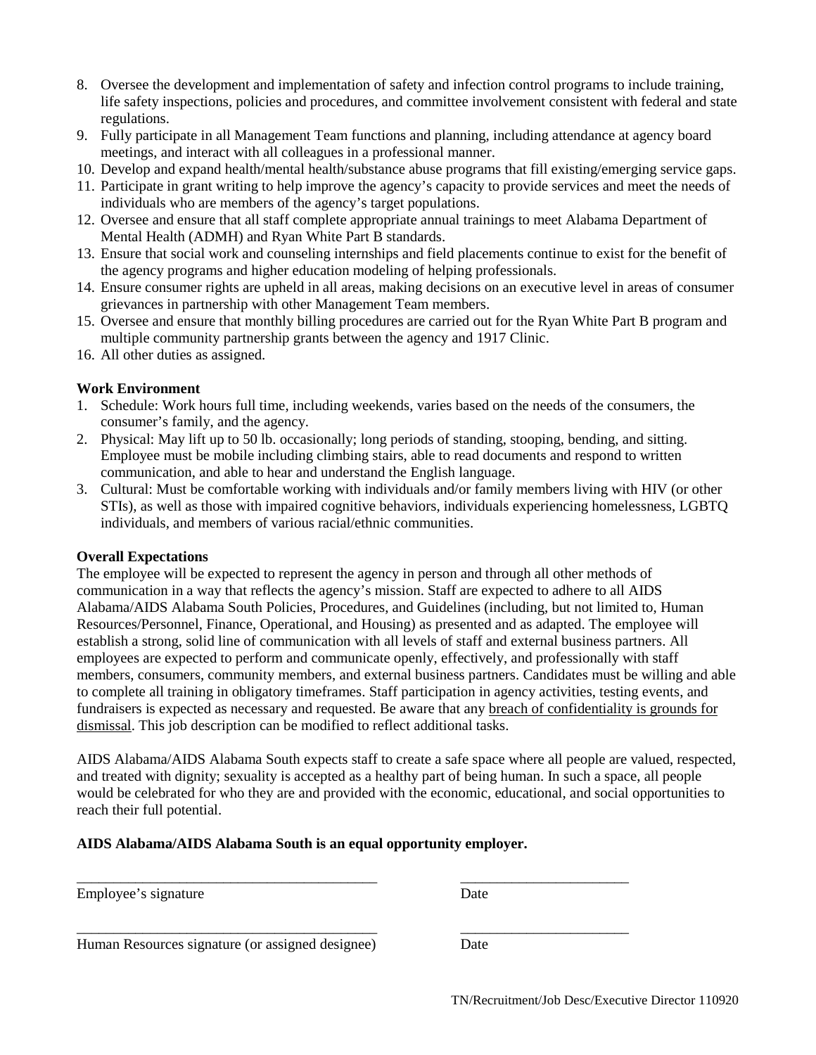8. Oversee the development and implementation of safety and infection control programs to include training, life safety inspections, policies and procedures, and committee involvement consistent with federal and state regulations.
9. Fully participate in all Management Team functions and planning, including attendance at agency board meetings, and interact with all colleagues in a professional manner.
10. Develop and expand health/mental health/substance abuse programs that fill existing/emerging service gaps.
11. Participate in grant writing to help improve the agency's capacity to provide services and meet the needs of individuals who are members of the agency's target populations.
12. Oversee and ensure that all staff complete appropriate annual trainings to meet Alabama Department of Mental Health (ADMH) and Ryan White Part B standards.
13. Ensure that social work and counseling internships and field placements continue to exist for the benefit of the agency programs and higher education modeling of helping professionals.
14. Ensure consumer rights are upheld in all areas, making decisions on an executive level in areas of consumer grievances in partnership with other Management Team members.
15. Oversee and ensure that monthly billing procedures are carried out for the Ryan White Part B program and multiple community partnership grants between the agency and 1917 Clinic.
16. All other duties as assigned.

**Work Environment**

1. Schedule: Work hours full time, including weekends, varies based on the needs of the consumers, the consumer's family, and the agency.
2. Physical: May lift up to 50 lb. occasionally; long periods of standing, stooping, bending, and sitting. Employee must be mobile including climbing stairs, able to read documents and respond to written communication, and able to hear and understand the English language.
3. Cultural: Must be comfortable working with individuals and/or family members living with HIV (or other STIs), as well as those with impaired cognitive behaviors, individuals experiencing homelessness, LGBTQ individuals, and members of various racial/ethnic communities.

**Overall Expectations**

The employee will be expected to represent the agency in person and through all other methods of communication in a way that reflects the agency's mission. Staff are expected to adhere to all AIDS Alabama/AIDS Alabama South Policies, Procedures, and Guidelines (including, but not limited to, Human Resources/Personnel, Finance, Operational, and Housing) as presented and as adapted. The employee will establish a strong, solid line of communication with all levels of staff and external business partners. All employees are expected to perform and communicate openly, effectively, and professionally with staff members, consumers, community members, and external business partners. Candidates must be willing and able to complete all training in obligatory timeframes. Staff participation in agency activities, testing events, and fundraisers is expected as necessary and requested. Be aware that any <u>breach of confidentiality is grounds for dismissal</u>. This job description can be modified to reflect additional tasks.

AIDS Alabama/AIDS Alabama South expects staff to create a safe space where all people are valued, respected, and treated with dignity; sexuality is accepted as a healthy part of being human. In such a space, all people would be celebrated for who they are and provided with the economic, educational, and social opportunities to reach their full potential.

**AIDS Alabama/AIDS Alabama South is an equal opportunity employer.**

___________________________________________ ________________________

Employee's signature Date

___________________________________________ ________________________

Human Resources signature (or assigned designee) Date

TN/Recruitment/Job Desc/Executive Director 110920